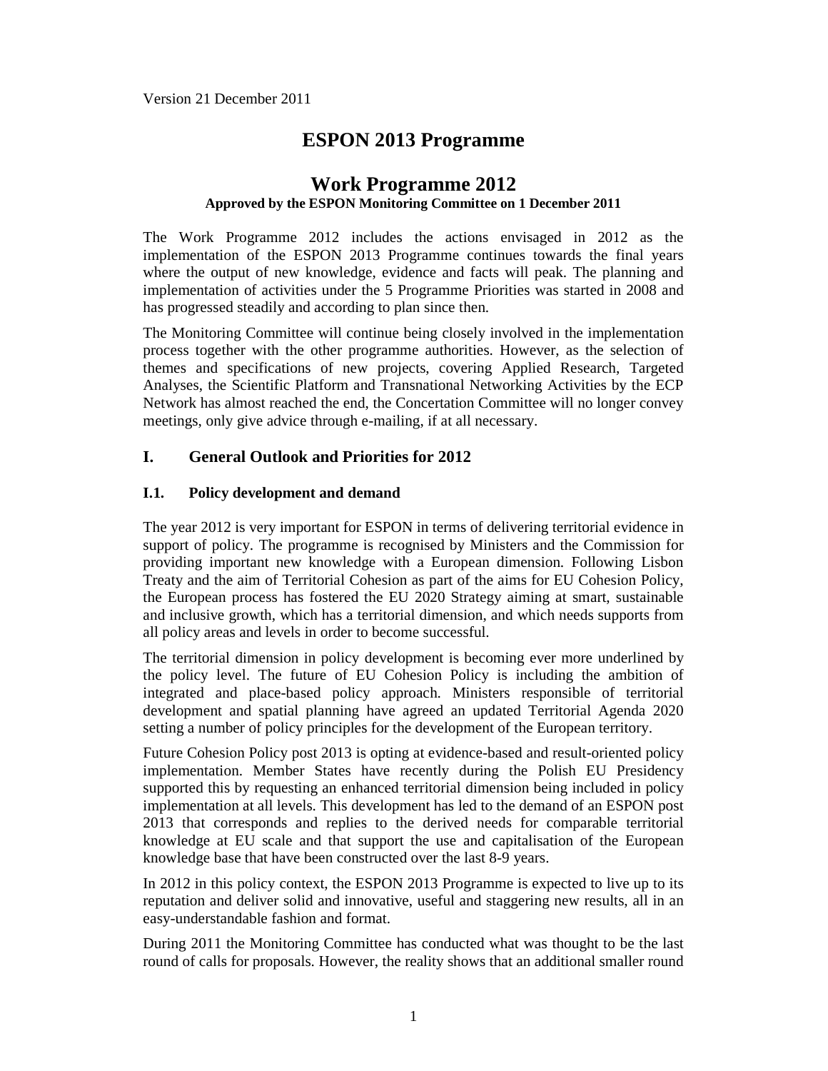Version 21 December 2011

# ESPON 2013 Programme

# Work Programme 2012

**Approved by the ESPON Monitoring Committee on 1 December 2011**

The Work Programme 2012 includes the actions envisaged in 2012 as the implementation of the ESPON 2013 Programme continues towards the final years where the output of new knowledge, evidence and facts will peak. The planning and implementation of activities under the 5 Programme Priorities was started in 2008 and has progressed steadily and according to plan since then.

The Monitoring Committee will continue being closely involved in the implementation process together with the other programme authorities. However, as the selection of themes and specifications of new projects, covering Applied Research, Targeted Analyses, the Scientific Platform and Transnational Networking Activities by the ECP Network has almost reached the end, the Concertation Committee will no longer convey meetings, only give advice through e-mailing, if at all necessary.

## I. General Outlook and Priorities for 2012

### I.1. Policy development and demand

The year 2012 is very important for ESPON in terms of delivering territorial evidence in support of policy. The programme is recognised by Ministers and the Commission for providing important new knowledge with a European dimension. Following Lisbon Treaty and the aim of Territorial Cohesion as part of the aims for EU Cohesion Policy, the European process has fostered the EU 2020 Strategy aiming at smart, sustainable and inclusive growth, which has a territorial dimension, and which needs supports from all policy areas and levels in order to become successful.

The territorial dimension in policy development is becoming ever more underlined by the policy level. The future of EU Cohesion Policy is including the ambition of integrated and place-based policy approach. Ministers responsible of territorial development and spatial planning have agreed an updated Territorial Agenda 2020 setting a number of policy principles for the development of the European territory.

Future Cohesion Policy post 2013 is opting at evidence-based and result-oriented policy implementation. Member States have recently during the Polish EU Presidency supported this by requesting an enhanced territorial dimension being included in policy implementation at all levels. This development has led to the demand of an ESPON post 2013 that corresponds and replies to the derived needs for comparable territorial knowledge at EU scale and that support the use and capitalisation of the European knowledge base that have been constructed over the last 8-9 years.

In 2012 in this policy context, the ESPON 2013 Programme is expected to live up to its reputation and deliver solid and innovative, useful and staggering new results, all in an easy-understandable fashion and format.

During 2011 the Monitoring Committee has conducted what was thought to be the last round of calls for proposals. However, the reality shows that an additional smaller round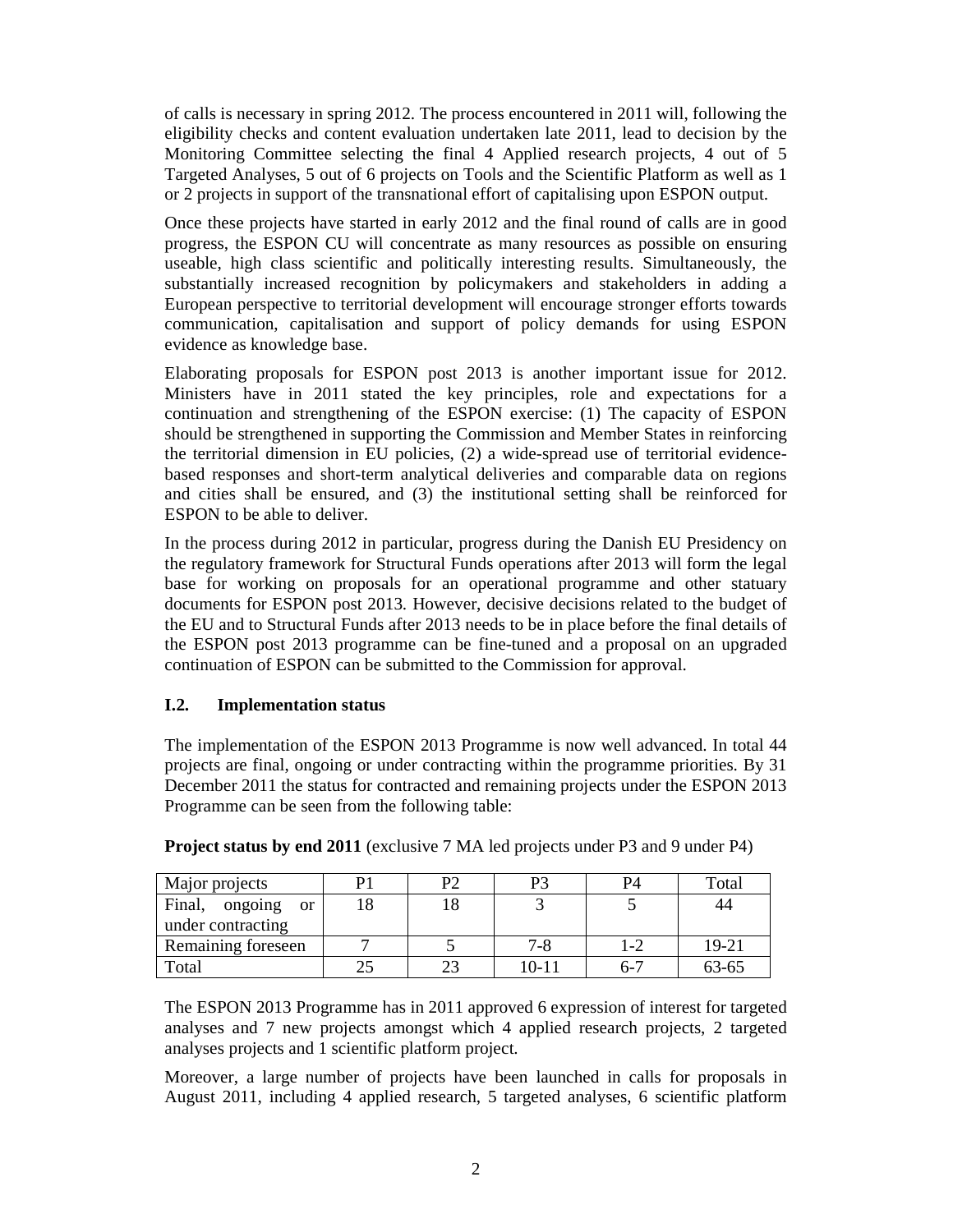of calls is necessary in spring 2012. The process encountered in 2011 will, following the eligibility checks and content evaluation undertaken late 2011, lead to decision by the Monitoring Committee selecting the final 4 Applied research projects, 4 out of 5 Targeted Analyses, 5 out of 6 projects on Tools and the Scientific Platform as well as 1 or 2 projects in support of the transnational effort of capitalising upon ESPON output.

Once these projects have started in early 2012 and the final round of calls are in good progress, the ESPON CU will concentrate as many resources as possible on ensuring useable, high class scientific and politically interesting results. Simultaneously, the substantially increased recognition by policymakers and stakeholders in adding a European perspective to territorial development will encourage stronger efforts towards communication, capitalisation and support of policy demands for using ESPON evidence as knowledge base.

Elaborating proposals for ESPON post 2013 is another important issue for 2012. Ministers have in 2011 stated the key principles, role and expectations for a continuation and strengthening of the ESPON exercise: (1) The capacity of ESPON should be strengthened in supporting the Commission and Member States in reinforcing the territorial dimension in EU policies, (2) a wide-spread use of territorial evidence-based responses and short-term analytical deliveries and comparable data on regions and cities shall be ensured, and (3) the institutional setting shall be reinforced for ESPON to be able to deliver.

In the process during 2012 in particular, progress during the Danish EU Presidency on the regulatory framework for Structural Funds operations after 2013 will form the legal base for working on proposals for an operational programme and other statuary documents for ESPON post 2013. However, decisive decisions related to the budget of the EU and to Structural Funds after 2013 needs to be in place before the final details of the ESPON post 2013 programme can be fine-tuned and a proposal on an upgraded continuation of ESPON can be submitted to the Commission for approval.

### I.2. Implementation status

The implementation of the ESPON 2013 Programme is now well advanced. In total 44 projects are final, ongoing or under contracting within the programme priorities. By 31 December 2011 the status for contracted and remaining projects under the ESPON 2013 Programme can be seen from the following table:

**Project status by end 2011** (exclusive 7 MA led projects under P3 and 9 under P4)

| Major projects | P1 | P2 | P3 | P4 | Total |
|---|---|---|---|---|---|
| Final, ongoing or under contracting | 18 | 18 | 3 | 5 | 44 |
| Remaining foreseen | 7 | 5 | 7-8 | 1-2 | 19-21 |
| Total | 25 | 23 | 10-11 | 6-7 | 63-65 |

The ESPON 2013 Programme has in 2011 approved 6 expression of interest for targeted analyses and 7 new projects amongst which 4 applied research projects, 2 targeted analyses projects and 1 scientific platform project.

Moreover, a large number of projects have been launched in calls for proposals in August 2011, including 4 applied research, 5 targeted analyses, 6 scientific platform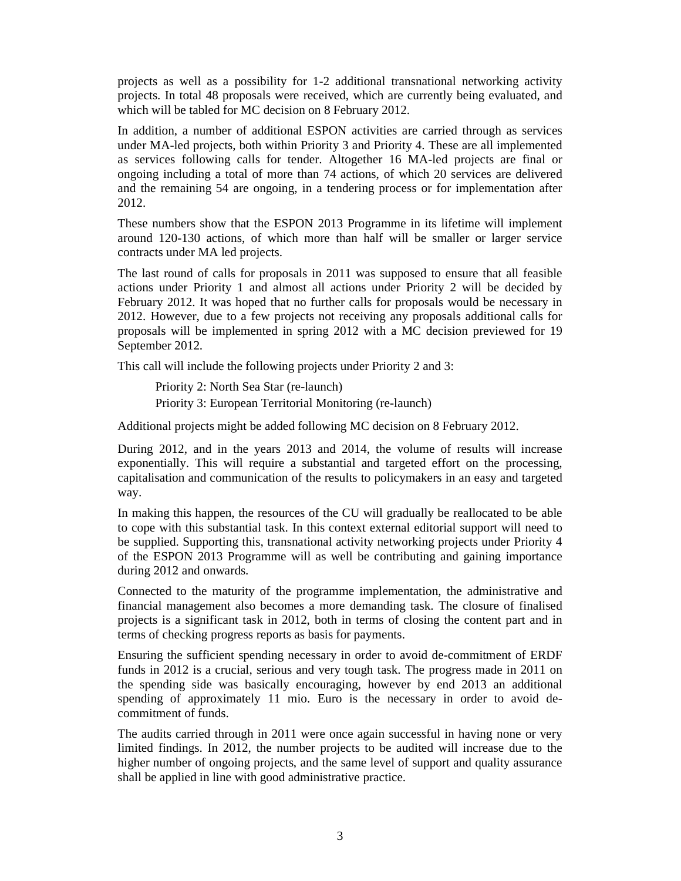projects as well as a possibility for 1-2 additional transnational networking activity projects. In total 48 proposals were received, which are currently being evaluated, and which will be tabled for MC decision on 8 February 2012.

In addition, a number of additional ESPON activities are carried through as services under MA-led projects, both within Priority 3 and Priority 4. These are all implemented as services following calls for tender. Altogether 16 MA-led projects are final or ongoing including a total of more than 74 actions, of which 20 services are delivered and the remaining 54 are ongoing, in a tendering process or for implementation after 2012.

These numbers show that the ESPON 2013 Programme in its lifetime will implement around 120-130 actions, of which more than half will be smaller or larger service contracts under MA led projects.

The last round of calls for proposals in 2011 was supposed to ensure that all feasible actions under Priority 1 and almost all actions under Priority 2 will be decided by February 2012. It was hoped that no further calls for proposals would be necessary in 2012. However, due to a few projects not receiving any proposals additional calls for proposals will be implemented in spring 2012 with a MC decision previewed for 19 September 2012.

This call will include the following projects under Priority 2 and 3:

> Priority 2: North Sea Star (re-launch)
> Priority 3: European Territorial Monitoring (re-launch)

Additional projects might be added following MC decision on 8 February 2012.

During 2012, and in the years 2013 and 2014, the volume of results will increase exponentially. This will require a substantial and targeted effort on the processing, capitalisation and communication of the results to policymakers in an easy and targeted way.

In making this happen, the resources of the CU will gradually be reallocated to be able to cope with this substantial task. In this context external editorial support will need to be supplied. Supporting this, transnational activity networking projects under Priority 4 of the ESPON 2013 Programme will as well be contributing and gaining importance during 2012 and onwards.

Connected to the maturity of the programme implementation, the administrative and financial management also becomes a more demanding task. The closure of finalised projects is a significant task in 2012, both in terms of closing the content part and in terms of checking progress reports as basis for payments.

Ensuring the sufficient spending necessary in order to avoid de-commitment of ERDF funds in 2012 is a crucial, serious and very tough task. The progress made in 2011 on the spending side was basically encouraging, however by end 2013 an additional spending of approximately 11 mio. Euro is the necessary in order to avoid de-commitment of funds.

The audits carried through in 2011 were once again successful in having none or very limited findings. In 2012, the number projects to be audited will increase due to the higher number of ongoing projects, and the same level of support and quality assurance shall be applied in line with good administrative practice.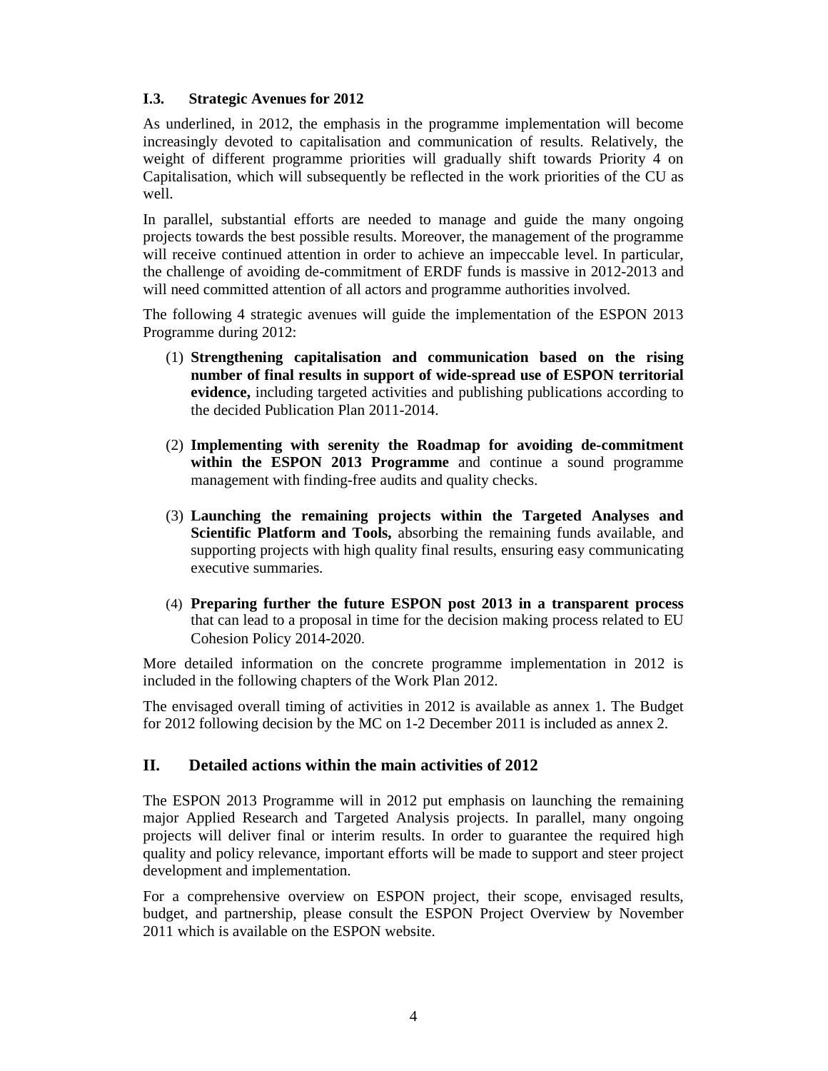### I.3. Strategic Avenues for 2012

As underlined, in 2012, the emphasis in the programme implementation will become increasingly devoted to capitalisation and communication of results. Relatively, the weight of different programme priorities will gradually shift towards Priority 4 on Capitalisation, which will subsequently be reflected in the work priorities of the CU as well.

In parallel, substantial efforts are needed to manage and guide the many ongoing projects towards the best possible results. Moreover, the management of the programme will receive continued attention in order to achieve an impeccable level. In particular, the challenge of avoiding de-commitment of ERDF funds is massive in 2012-2013 and will need committed attention of all actors and programme authorities involved.

The following 4 strategic avenues will guide the implementation of the ESPON 2013 Programme during 2012:

(1) **Strengthening capitalisation and communication based on the rising number of final results in support of wide-spread use of ESPON territorial evidence,** including targeted activities and publishing publications according to the decided Publication Plan 2011-2014.

(2) **Implementing with serenity the Roadmap for avoiding de-commitment within the ESPON 2013 Programme** and continue a sound programme management with finding-free audits and quality checks.

(3) **Launching the remaining projects within the Targeted Analyses and Scientific Platform and Tools,** absorbing the remaining funds available, and supporting projects with high quality final results, ensuring easy communicating executive summaries.

(4) **Preparing further the future ESPON post 2013 in a transparent process** that can lead to a proposal in time for the decision making process related to EU Cohesion Policy 2014-2020.

More detailed information on the concrete programme implementation in 2012 is included in the following chapters of the Work Plan 2012.

The envisaged overall timing of activities in 2012 is available as annex 1. The Budget for 2012 following decision by the MC on 1-2 December 2011 is included as annex 2.

## II. Detailed actions within the main activities of 2012

The ESPON 2013 Programme will in 2012 put emphasis on launching the remaining major Applied Research and Targeted Analysis projects. In parallel, many ongoing projects will deliver final or interim results. In order to guarantee the required high quality and policy relevance, important efforts will be made to support and steer project development and implementation.

For a comprehensive overview on ESPON project, their scope, envisaged results, budget, and partnership, please consult the ESPON Project Overview by November 2011 which is available on the ESPON website.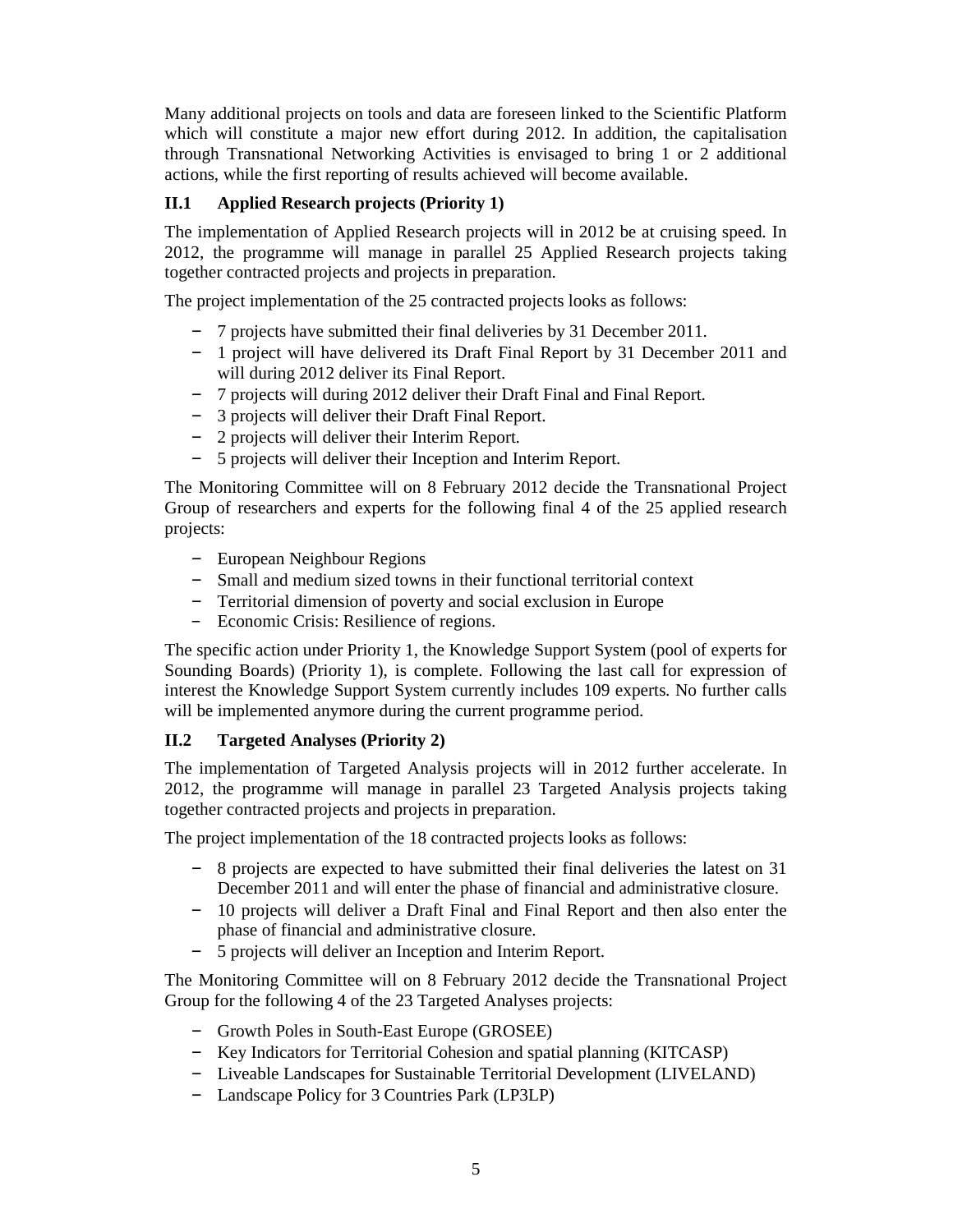Many additional projects on tools and data are foreseen linked to the Scientific Platform which will constitute a major new effort during 2012. In addition, the capitalisation through Transnational Networking Activities is envisaged to bring 1 or 2 additional actions, while the first reporting of results achieved will become available.

### II.1 Applied Research projects (Priority 1)

The implementation of Applied Research projects will in 2012 be at cruising speed. In 2012, the programme will manage in parallel 25 Applied Research projects taking together contracted projects and projects in preparation.

The project implementation of the 25 contracted projects looks as follows:

- 7 projects have submitted their final deliveries by 31 December 2011.
- 1 project will have delivered its Draft Final Report by 31 December 2011 and will during 2012 deliver its Final Report.
- 7 projects will during 2012 deliver their Draft Final and Final Report.
- 3 projects will deliver their Draft Final Report.
- 2 projects will deliver their Interim Report.
- 5 projects will deliver their Inception and Interim Report.

The Monitoring Committee will on 8 February 2012 decide the Transnational Project Group of researchers and experts for the following final 4 of the 25 applied research projects:

- European Neighbour Regions
- Small and medium sized towns in their functional territorial context
- Territorial dimension of poverty and social exclusion in Europe
- Economic Crisis: Resilience of regions.

The specific action under Priority 1, the Knowledge Support System (pool of experts for Sounding Boards) (Priority 1), is complete. Following the last call for expression of interest the Knowledge Support System currently includes 109 experts. No further calls will be implemented anymore during the current programme period.

### II.2 Targeted Analyses (Priority 2)

The implementation of Targeted Analysis projects will in 2012 further accelerate. In 2012, the programme will manage in parallel 23 Targeted Analysis projects taking together contracted projects and projects in preparation.

The project implementation of the 18 contracted projects looks as follows:

- 8 projects are expected to have submitted their final deliveries the latest on 31 December 2011 and will enter the phase of financial and administrative closure.
- 10 projects will deliver a Draft Final and Final Report and then also enter the phase of financial and administrative closure.
- 5 projects will deliver an Inception and Interim Report.

The Monitoring Committee will on 8 February 2012 decide the Transnational Project Group for the following 4 of the 23 Targeted Analyses projects:

- Growth Poles in South-East Europe (GROSEE)
- Key Indicators for Territorial Cohesion and spatial planning (KITCASP)
- Liveable Landscapes for Sustainable Territorial Development (LIVELAND)
- Landscape Policy for 3 Countries Park (LP3LP)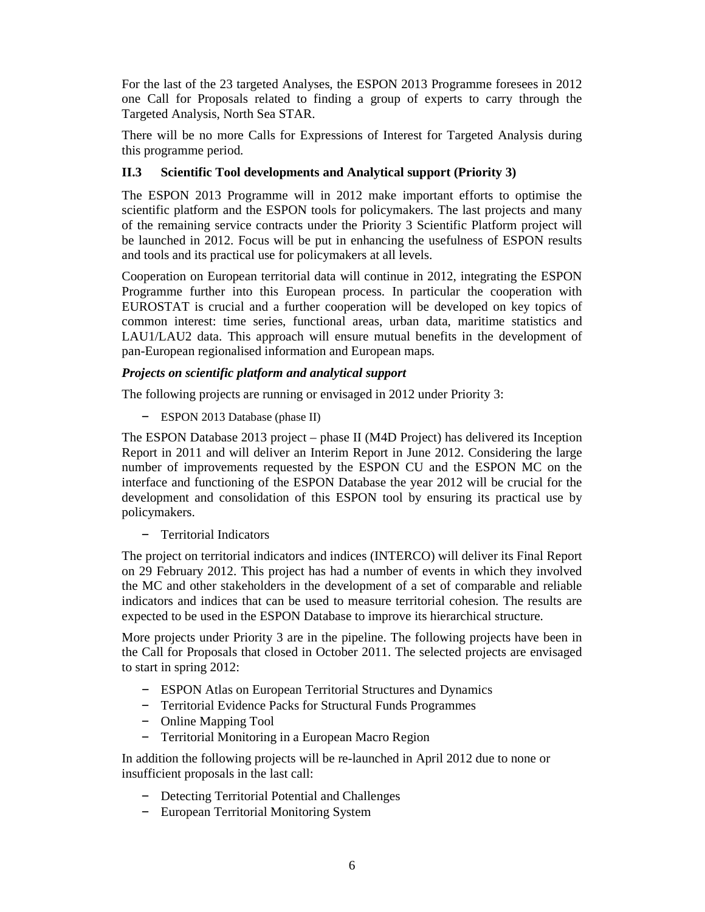For the last of the 23 targeted Analyses, the ESPON 2013 Programme foresees in 2012 one Call for Proposals related to finding a group of experts to carry through the Targeted Analysis, North Sea STAR.

There will be no more Calls for Expressions of Interest for Targeted Analysis during this programme period.

### II.3 Scientific Tool developments and Analytical support (Priority 3)

The ESPON 2013 Programme will in 2012 make important efforts to optimise the scientific platform and the ESPON tools for policymakers. The last projects and many of the remaining service contracts under the Priority 3 Scientific Platform project will be launched in 2012. Focus will be put in enhancing the usefulness of ESPON results and tools and its practical use for policymakers at all levels.

Cooperation on European territorial data will continue in 2012, integrating the ESPON Programme further into this European process. In particular the cooperation with EUROSTAT is crucial and a further cooperation will be developed on key topics of common interest: time series, functional areas, urban data, maritime statistics and LAU1/LAU2 data. This approach will ensure mutual benefits in the development of pan-European regionalised information and European maps.

***Projects on scientific platform and analytical support***

The following projects are running or envisaged in 2012 under Priority 3:

- ESPON 2013 Database (phase II)

The ESPON Database 2013 project – phase II (M4D Project) has delivered its Inception Report in 2011 and will deliver an Interim Report in June 2012. Considering the large number of improvements requested by the ESPON CU and the ESPON MC on the interface and functioning of the ESPON Database the year 2012 will be crucial for the development and consolidation of this ESPON tool by ensuring its practical use by policymakers.

- Territorial Indicators

The project on territorial indicators and indices (INTERCO) will deliver its Final Report on 29 February 2012. This project has had a number of events in which they involved the MC and other stakeholders in the development of a set of comparable and reliable indicators and indices that can be used to measure territorial cohesion. The results are expected to be used in the ESPON Database to improve its hierarchical structure.

More projects under Priority 3 are in the pipeline. The following projects have been in the Call for Proposals that closed in October 2011. The selected projects are envisaged to start in spring 2012:

- ESPON Atlas on European Territorial Structures and Dynamics
- Territorial Evidence Packs for Structural Funds Programmes
- Online Mapping Tool
- Territorial Monitoring in a European Macro Region

In addition the following projects will be re-launched in April 2012 due to none or insufficient proposals in the last call:

- Detecting Territorial Potential and Challenges
- European Territorial Monitoring System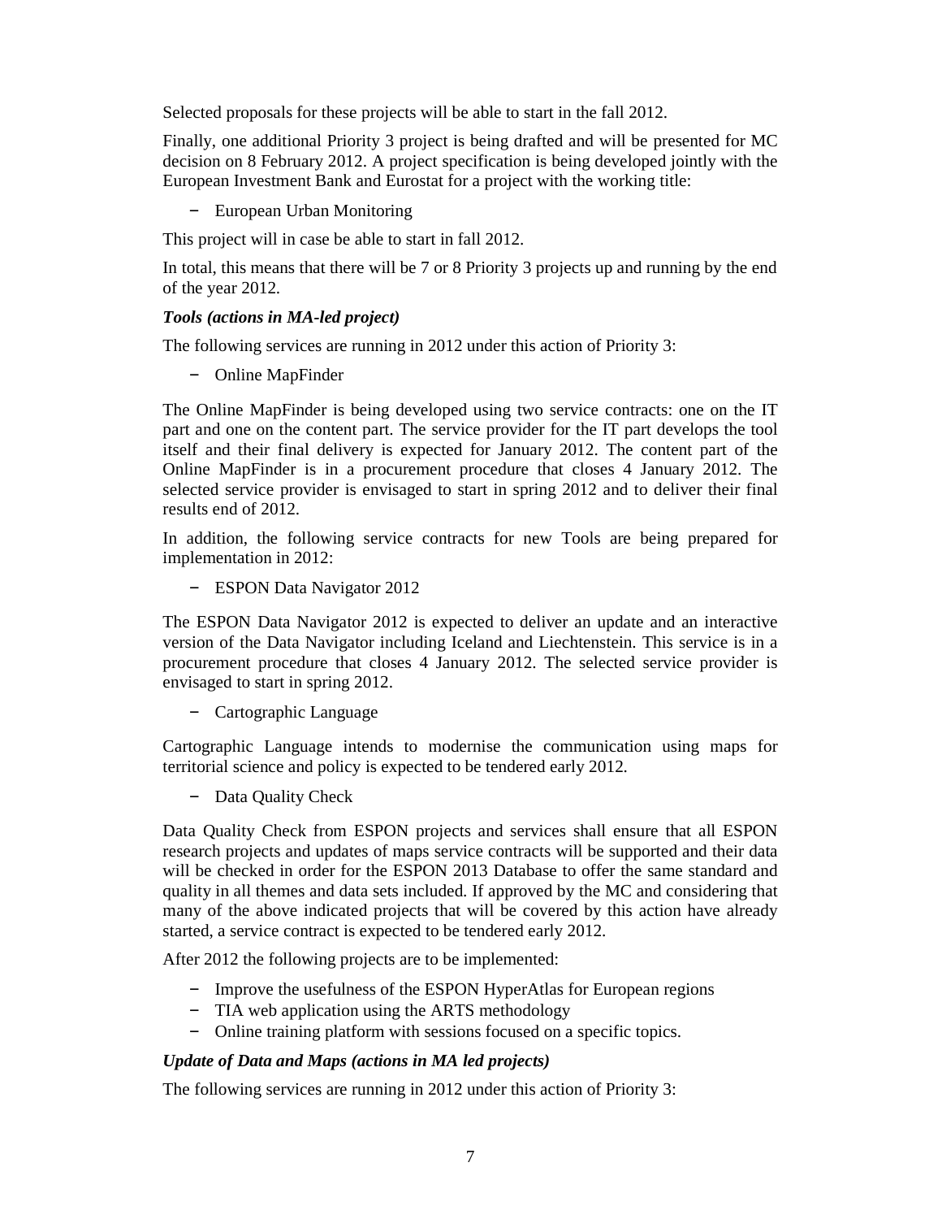Selected proposals for these projects will be able to start in the fall 2012.

Finally, one additional Priority 3 project is being drafted and will be presented for MC decision on 8 February 2012. A project specification is being developed jointly with the European Investment Bank and Eurostat for a project with the working title:

- European Urban Monitoring

This project will in case be able to start in fall 2012.

In total, this means that there will be 7 or 8 Priority 3 projects up and running by the end of the year 2012.

***Tools (actions in MA-led project)***

The following services are running in 2012 under this action of Priority 3:

- Online MapFinder

The Online MapFinder is being developed using two service contracts: one on the IT part and one on the content part. The service provider for the IT part develops the tool itself and their final delivery is expected for January 2012. The content part of the Online MapFinder is in a procurement procedure that closes 4 January 2012. The selected service provider is envisaged to start in spring 2012 and to deliver their final results end of 2012.

In addition, the following service contracts for new Tools are being prepared for implementation in 2012:

- ESPON Data Navigator 2012

The ESPON Data Navigator 2012 is expected to deliver an update and an interactive version of the Data Navigator including Iceland and Liechtenstein. This service is in a procurement procedure that closes 4 January 2012. The selected service provider is envisaged to start in spring 2012.

- Cartographic Language

Cartographic Language intends to modernise the communication using maps for territorial science and policy is expected to be tendered early 2012.

- Data Quality Check

Data Quality Check from ESPON projects and services shall ensure that all ESPON research projects and updates of maps service contracts will be supported and their data will be checked in order for the ESPON 2013 Database to offer the same standard and quality in all themes and data sets included. If approved by the MC and considering that many of the above indicated projects that will be covered by this action have already started, a service contract is expected to be tendered early 2012.

After 2012 the following projects are to be implemented:

- Improve the usefulness of the ESPON HyperAtlas for European regions
- TIA web application using the ARTS methodology
- Online training platform with sessions focused on a specific topics.

***Update of Data and Maps (actions in MA led projects)***

The following services are running in 2012 under this action of Priority 3: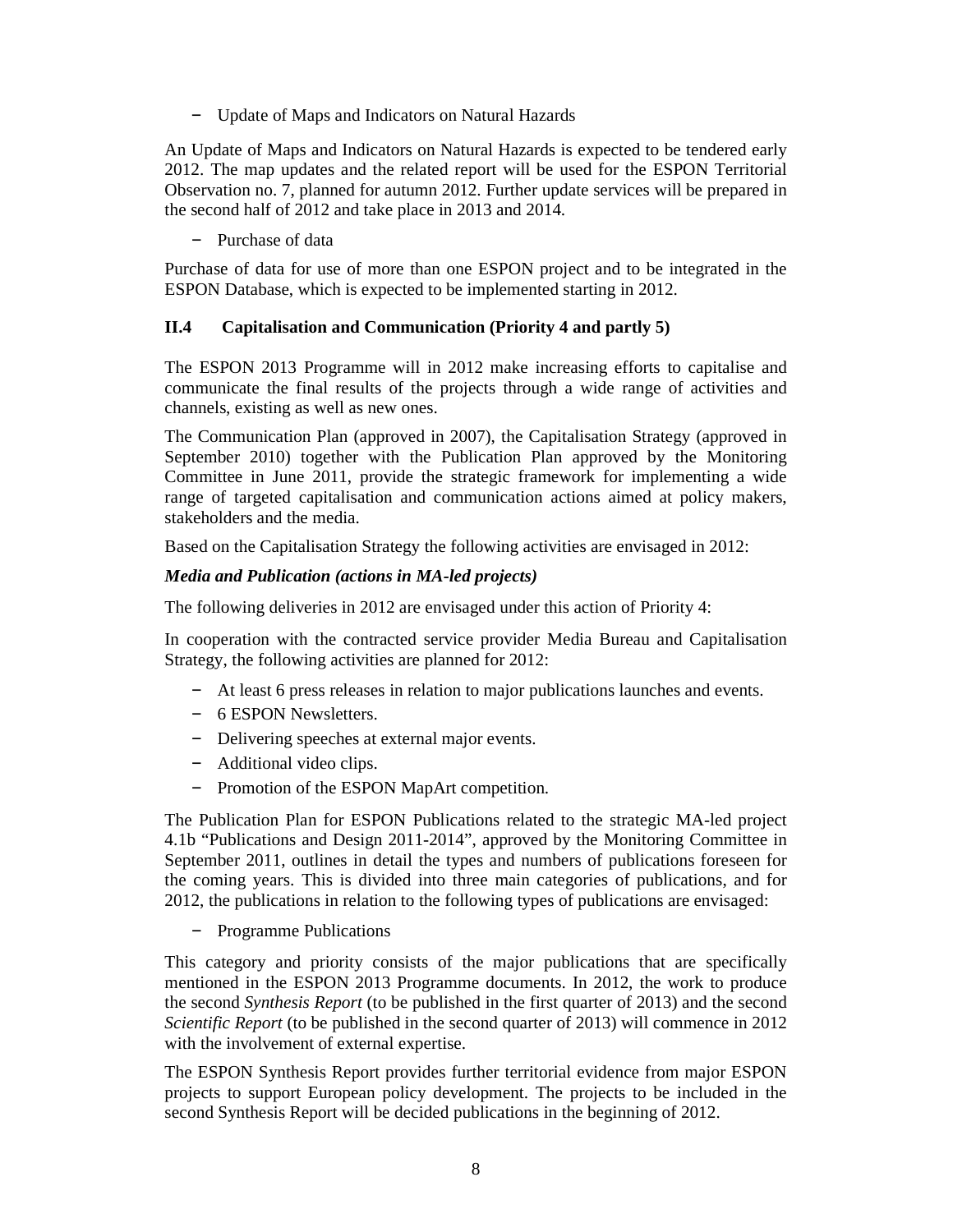- Update of Maps and Indicators on Natural Hazards

An Update of Maps and Indicators on Natural Hazards is expected to be tendered early 2012. The map updates and the related report will be used for the ESPON Territorial Observation no. 7, planned for autumn 2012. Further update services will be prepared in the second half of 2012 and take place in 2013 and 2014.

- Purchase of data

Purchase of data for use of more than one ESPON project and to be integrated in the ESPON Database, which is expected to be implemented starting in 2012.

### II.4 Capitalisation and Communication (Priority 4 and partly 5)

The ESPON 2013 Programme will in 2012 make increasing efforts to capitalise and communicate the final results of the projects through a wide range of activities and channels, existing as well as new ones.

The Communication Plan (approved in 2007), the Capitalisation Strategy (approved in September 2010) together with the Publication Plan approved by the Monitoring Committee in June 2011, provide the strategic framework for implementing a wide range of targeted capitalisation and communication actions aimed at policy makers, stakeholders and the media.

Based on the Capitalisation Strategy the following activities are envisaged in 2012:

***Media and Publication (actions in MA-led projects)***

The following deliveries in 2012 are envisaged under this action of Priority 4:

In cooperation with the contracted service provider Media Bureau and Capitalisation Strategy, the following activities are planned for 2012:

- At least 6 press releases in relation to major publications launches and events.
- 6 ESPON Newsletters.
- Delivering speeches at external major events.
- Additional video clips.
- Promotion of the ESPON MapArt competition.

The Publication Plan for ESPON Publications related to the strategic MA-led project 4.1b "Publications and Design 2011-2014", approved by the Monitoring Committee in September 2011, outlines in detail the types and numbers of publications foreseen for the coming years. This is divided into three main categories of publications, and for 2012, the publications in relation to the following types of publications are envisaged:

- Programme Publications

This category and priority consists of the major publications that are specifically mentioned in the ESPON 2013 Programme documents. In 2012, the work to produce the second *Synthesis Report* (to be published in the first quarter of 2013) and the second *Scientific Report* (to be published in the second quarter of 2013) will commence in 2012 with the involvement of external expertise.

The ESPON Synthesis Report provides further territorial evidence from major ESPON projects to support European policy development. The projects to be included in the second Synthesis Report will be decided publications in the beginning of 2012.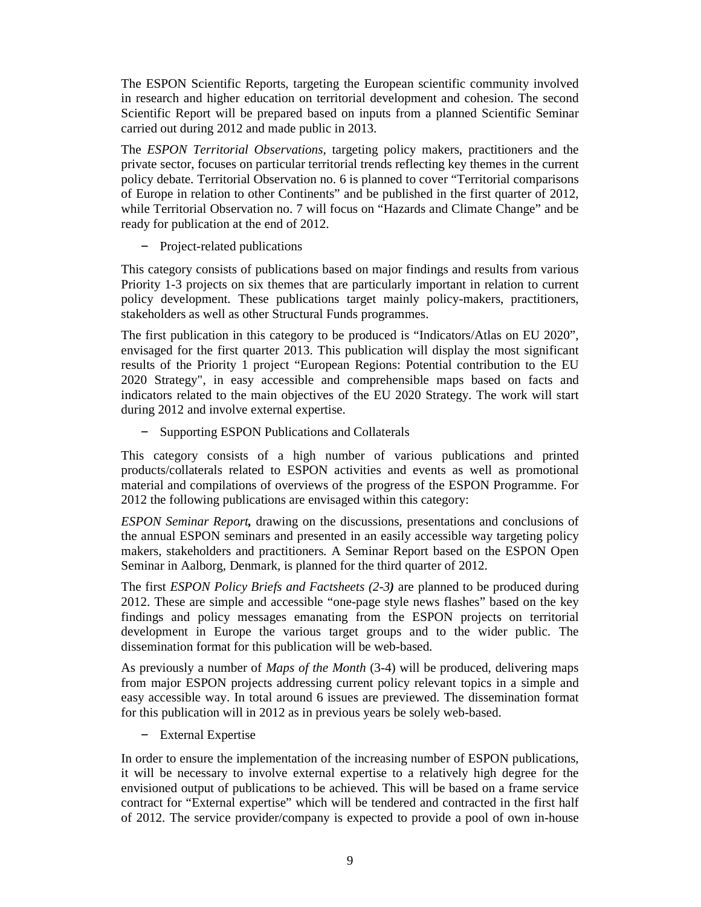The ESPON Scientific Reports, targeting the European scientific community involved in research and higher education on territorial development and cohesion. The second Scientific Report will be prepared based on inputs from a planned Scientific Seminar carried out during 2012 and made public in 2013.

The *ESPON Territorial Observations*, targeting policy makers, practitioners and the private sector, focuses on particular territorial trends reflecting key themes in the current policy debate. Territorial Observation no. 6 is planned to cover "Territorial comparisons of Europe in relation to other Continents" and be published in the first quarter of 2012, while Territorial Observation no. 7 will focus on "Hazards and Climate Change" and be ready for publication at the end of 2012.

- Project-related publications

This category consists of publications based on major findings and results from various Priority 1-3 projects on six themes that are particularly important in relation to current policy development. These publications target mainly policy-makers, practitioners, stakeholders as well as other Structural Funds programmes.

The first publication in this category to be produced is "Indicators/Atlas on EU 2020", envisaged for the first quarter 2013. This publication will display the most significant results of the Priority 1 project "European Regions: Potential contribution to the EU 2020 Strategy", in easy accessible and comprehensible maps based on facts and indicators related to the main objectives of the EU 2020 Strategy. The work will start during 2012 and involve external expertise.

- Supporting ESPON Publications and Collaterals

This category consists of a high number of various publications and printed products/collaterals related to ESPON activities and events as well as promotional material and compilations of overviews of the progress of the ESPON Programme. For 2012 the following publications are envisaged within this category:

*ESPON Seminar Report*, drawing on the discussions, presentations and conclusions of the annual ESPON seminars and presented in an easily accessible way targeting policy makers, stakeholders and practitioners. A Seminar Report based on the ESPON Open Seminar in Aalborg, Denmark, is planned for the third quarter of 2012.

The first *ESPON Policy Briefs and Factsheets (2-3)* are planned to be produced during 2012. These are simple and accessible "one-page style news flashes" based on the key findings and policy messages emanating from the ESPON projects on territorial development in Europe the various target groups and to the wider public. The dissemination format for this publication will be web-based.

As previously a number of *Maps of the Month* (3-4) will be produced, delivering maps from major ESPON projects addressing current policy relevant topics in a simple and easy accessible way. In total around 6 issues are previewed. The dissemination format for this publication will in 2012 as in previous years be solely web-based.

- External Expertise

In order to ensure the implementation of the increasing number of ESPON publications, it will be necessary to involve external expertise to a relatively high degree for the envisioned output of publications to be achieved. This will be based on a frame service contract for "External expertise" which will be tendered and contracted in the first half of 2012. The service provider/company is expected to provide a pool of own in-house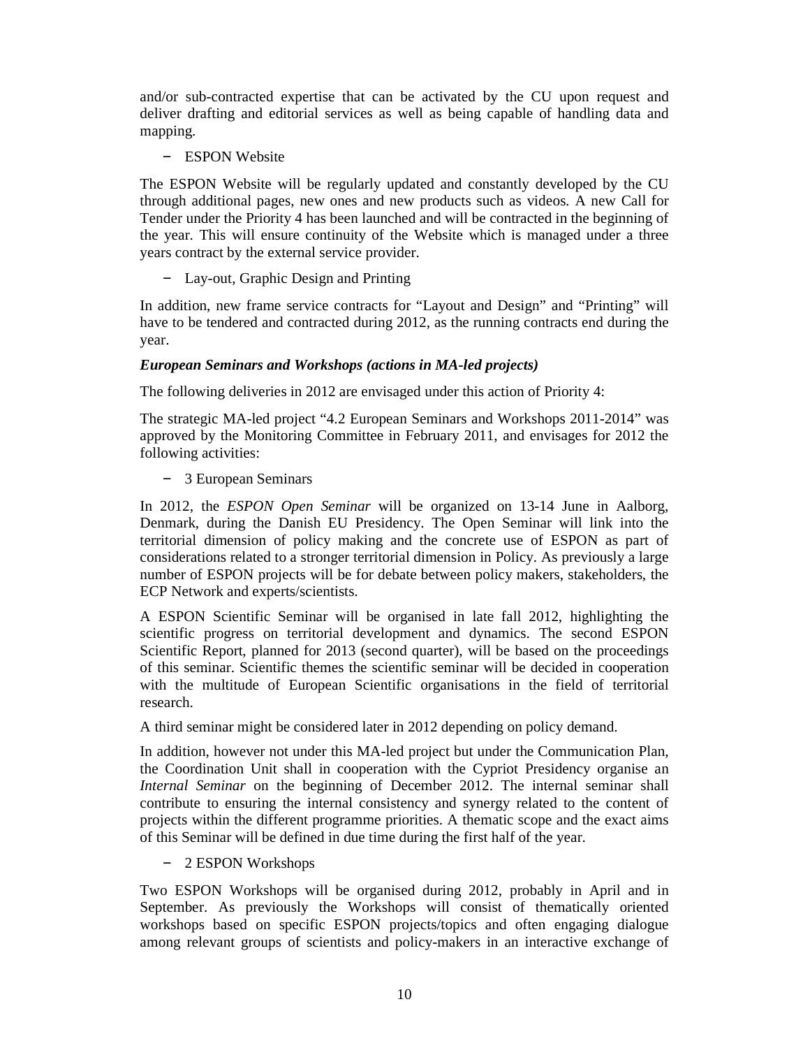and/or sub-contracted expertise that can be activated by the CU upon request and deliver drafting and editorial services as well as being capable of handling data and mapping.

- ESPON Website

The ESPON Website will be regularly updated and constantly developed by the CU through additional pages, new ones and new products such as videos. A new Call for Tender under the Priority 4 has been launched and will be contracted in the beginning of the year. This will ensure continuity of the Website which is managed under a three years contract by the external service provider.

- Lay-out, Graphic Design and Printing

In addition, new frame service contracts for "Layout and Design" and "Printing" will have to be tendered and contracted during 2012, as the running contracts end during the year.

***European Seminars and Workshops (actions in MA-led projects)***

The following deliveries in 2012 are envisaged under this action of Priority 4:

The strategic MA-led project "4.2 European Seminars and Workshops 2011-2014" was approved by the Monitoring Committee in February 2011, and envisages for 2012 the following activities:

- 3 European Seminars

In 2012, the *ESPON Open Seminar* will be organized on 13-14 June in Aalborg, Denmark, during the Danish EU Presidency. The Open Seminar will link into the territorial dimension of policy making and the concrete use of ESPON as part of considerations related to a stronger territorial dimension in Policy. As previously a large number of ESPON projects will be for debate between policy makers, stakeholders, the ECP Network and experts/scientists.

A ESPON Scientific Seminar will be organised in late fall 2012, highlighting the scientific progress on territorial development and dynamics. The second ESPON Scientific Report, planned for 2013 (second quarter), will be based on the proceedings of this seminar. Scientific themes the scientific seminar will be decided in cooperation with the multitude of European Scientific organisations in the field of territorial research.

A third seminar might be considered later in 2012 depending on policy demand.

In addition, however not under this MA-led project but under the Communication Plan, the Coordination Unit shall in cooperation with the Cypriot Presidency organise an *Internal Seminar* on the beginning of December 2012. The internal seminar shall contribute to ensuring the internal consistency and synergy related to the content of projects within the different programme priorities. A thematic scope and the exact aims of this Seminar will be defined in due time during the first half of the year.

- 2 ESPON Workshops

Two ESPON Workshops will be organised during 2012, probably in April and in September. As previously the Workshops will consist of thematically oriented workshops based on specific ESPON projects/topics and often engaging dialogue among relevant groups of scientists and policy-makers in an interactive exchange of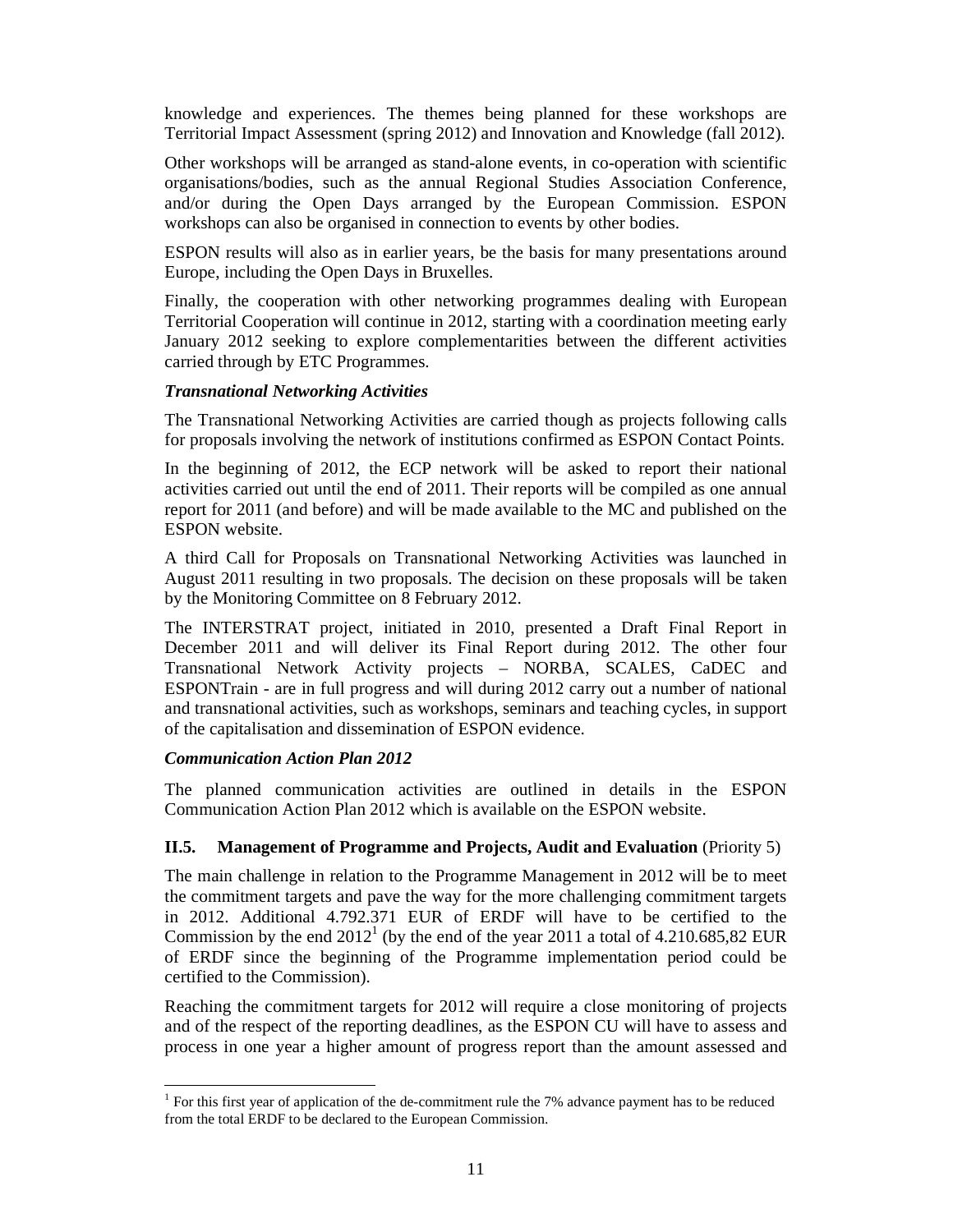knowledge and experiences. The themes being planned for these workshops are Territorial Impact Assessment (spring 2012) and Innovation and Knowledge (fall 2012).

Other workshops will be arranged as stand-alone events, in co-operation with scientific organisations/bodies, such as the annual Regional Studies Association Conference, and/or during the Open Days arranged by the European Commission. ESPON workshops can also be organised in connection to events by other bodies.

ESPON results will also as in earlier years, be the basis for many presentations around Europe, including the Open Days in Bruxelles.

Finally, the cooperation with other networking programmes dealing with European Territorial Cooperation will continue in 2012, starting with a coordination meeting early January 2012 seeking to explore complementarities between the different activities carried through by ETC Programmes.

***Transnational Networking Activities***

The Transnational Networking Activities are carried though as projects following calls for proposals involving the network of institutions confirmed as ESPON Contact Points.

In the beginning of 2012, the ECP network will be asked to report their national activities carried out until the end of 2011. Their reports will be compiled as one annual report for 2011 (and before) and will be made available to the MC and published on the ESPON website.

A third Call for Proposals on Transnational Networking Activities was launched in August 2011 resulting in two proposals. The decision on these proposals will be taken by the Monitoring Committee on 8 February 2012.

The INTERSTRAT project, initiated in 2010, presented a Draft Final Report in December 2011 and will deliver its Final Report during 2012. The other four Transnational Network Activity projects – NORBA, SCALES, CaDEC and ESPONTrain - are in full progress and will during 2012 carry out a number of national and transnational activities, such as workshops, seminars and teaching cycles, in support of the capitalisation and dissemination of ESPON evidence.

***Communication Action Plan 2012***

The planned communication activities are outlined in details in the ESPON Communication Action Plan 2012 which is available on the ESPON website.

### II.5. Management of Programme and Projects, Audit and Evaluation (Priority 5)

The main challenge in relation to the Programme Management in 2012 will be to meet the commitment targets and pave the way for the more challenging commitment targets in 2012. Additional 4.792.371 EUR of ERDF will have to be certified to the Commission by the end 2012[1] (by the end of the year 2011 a total of 4.210.685,82 EUR of ERDF since the beginning of the Programme implementation period could be certified to the Commission).

Reaching the commitment targets for 2012 will require a close monitoring of projects and of the respect of the reporting deadlines, as the ESPON CU will have to assess and process in one year a higher amount of progress report than the amount assessed and

---

[1] For this first year of application of the de-commitment rule the 7% advance payment has to be reduced from the total ERDF to be declared to the European Commission.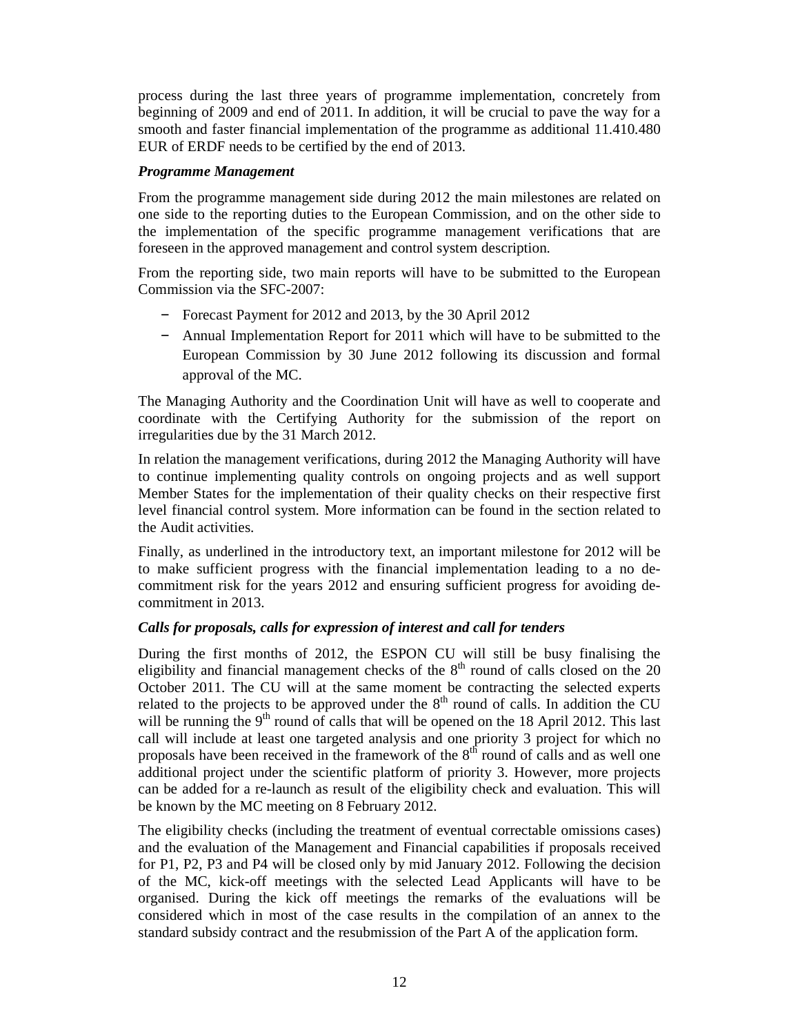process during the last three years of programme implementation, concretely from beginning of 2009 and end of 2011. In addition, it will be crucial to pave the way for a smooth and faster financial implementation of the programme as additional 11.410.480 EUR of ERDF needs to be certified by the end of 2013.

***Programme Management***

From the programme management side during 2012 the main milestones are related on one side to the reporting duties to the European Commission, and on the other side to the implementation of the specific programme management verifications that are foreseen in the approved management and control system description.

From the reporting side, two main reports will have to be submitted to the European Commission via the SFC-2007:

- Forecast Payment for 2012 and 2013, by the 30 April 2012
- Annual Implementation Report for 2011 which will have to be submitted to the European Commission by 30 June 2012 following its discussion and formal approval of the MC.

The Managing Authority and the Coordination Unit will have as well to cooperate and coordinate with the Certifying Authority for the submission of the report on irregularities due by the 31 March 2012.

In relation the management verifications, during 2012 the Managing Authority will have to continue implementing quality controls on ongoing projects and as well support Member States for the implementation of their quality checks on their respective first level financial control system. More information can be found in the section related to the Audit activities.

Finally, as underlined in the introductory text, an important milestone for 2012 will be to make sufficient progress with the financial implementation leading to a no de-commitment risk for the years 2012 and ensuring sufficient progress for avoiding de-commitment in 2013.

***Calls for proposals, calls for expression of interest and call for tenders***

During the first months of 2012, the ESPON CU will still be busy finalising the eligibility and financial management checks of the 8th round of calls closed on the 20 October 2011. The CU will at the same moment be contracting the selected experts related to the projects to be approved under the 8th round of calls. In addition the CU will be running the 9th round of calls that will be opened on the 18 April 2012. This last call will include at least one targeted analysis and one priority 3 project for which no proposals have been received in the framework of the 8th round of calls and as well one additional project under the scientific platform of priority 3. However, more projects can be added for a re-launch as result of the eligibility check and evaluation. This will be known by the MC meeting on 8 February 2012.

The eligibility checks (including the treatment of eventual correctable omissions cases) and the evaluation of the Management and Financial capabilities if proposals received for P1, P2, P3 and P4 will be closed only by mid January 2012. Following the decision of the MC, kick-off meetings with the selected Lead Applicants will have to be organised. During the kick off meetings the remarks of the evaluations will be considered which in most of the case results in the compilation of an annex to the standard subsidy contract and the resubmission of the Part A of the application form.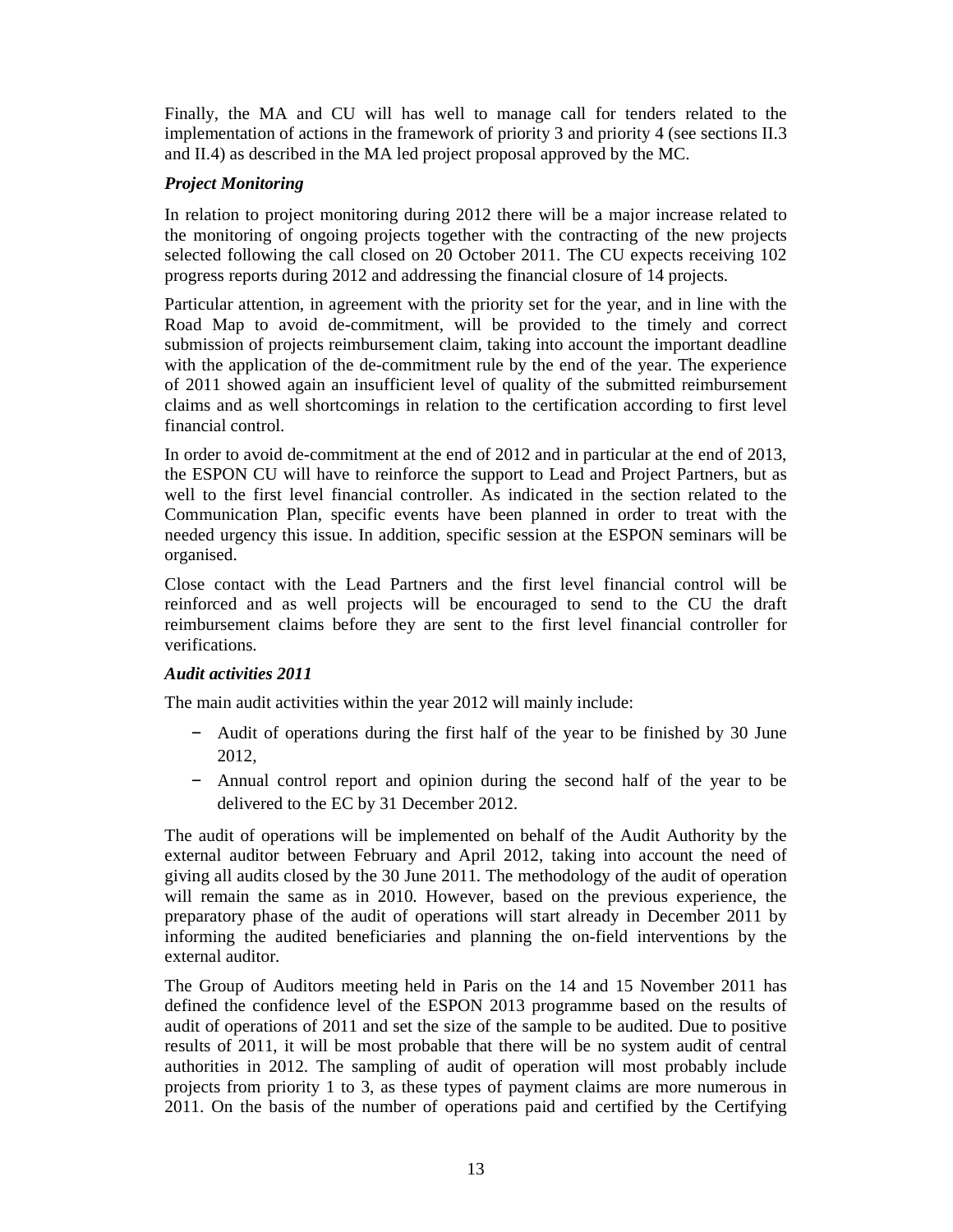Finally, the MA and CU will has well to manage call for tenders related to the implementation of actions in the framework of priority 3 and priority 4 (see sections II.3 and II.4) as described in the MA led project proposal approved by the MC.

***Project Monitoring***

In relation to project monitoring during 2012 there will be a major increase related to the monitoring of ongoing projects together with the contracting of the new projects selected following the call closed on 20 October 2011. The CU expects receiving 102 progress reports during 2012 and addressing the financial closure of 14 projects.

Particular attention, in agreement with the priority set for the year, and in line with the Road Map to avoid de-commitment, will be provided to the timely and correct submission of projects reimbursement claim, taking into account the important deadline with the application of the de-commitment rule by the end of the year. The experience of 2011 showed again an insufficient level of quality of the submitted reimbursement claims and as well shortcomings in relation to the certification according to first level financial control.

In order to avoid de-commitment at the end of 2012 and in particular at the end of 2013, the ESPON CU will have to reinforce the support to Lead and Project Partners, but as well to the first level financial controller. As indicated in the section related to the Communication Plan, specific events have been planned in order to treat with the needed urgency this issue. In addition, specific session at the ESPON seminars will be organised.

Close contact with the Lead Partners and the first level financial control will be reinforced and as well projects will be encouraged to send to the CU the draft reimbursement claims before they are sent to the first level financial controller for verifications.

***Audit activities 2011***

The main audit activities within the year 2012 will mainly include:

- Audit of operations during the first half of the year to be finished by 30 June 2012,
- Annual control report and opinion during the second half of the year to be delivered to the EC by 31 December 2012.

The audit of operations will be implemented on behalf of the Audit Authority by the external auditor between February and April 2012, taking into account the need of giving all audits closed by the 30 June 2011. The methodology of the audit of operation will remain the same as in 2010. However, based on the previous experience, the preparatory phase of the audit of operations will start already in December 2011 by informing the audited beneficiaries and planning the on-field interventions by the external auditor.

The Group of Auditors meeting held in Paris on the 14 and 15 November 2011 has defined the confidence level of the ESPON 2013 programme based on the results of audit of operations of 2011 and set the size of the sample to be audited. Due to positive results of 2011, it will be most probable that there will be no system audit of central authorities in 2012. The sampling of audit of operation will most probably include projects from priority 1 to 3, as these types of payment claims are more numerous in 2011. On the basis of the number of operations paid and certified by the Certifying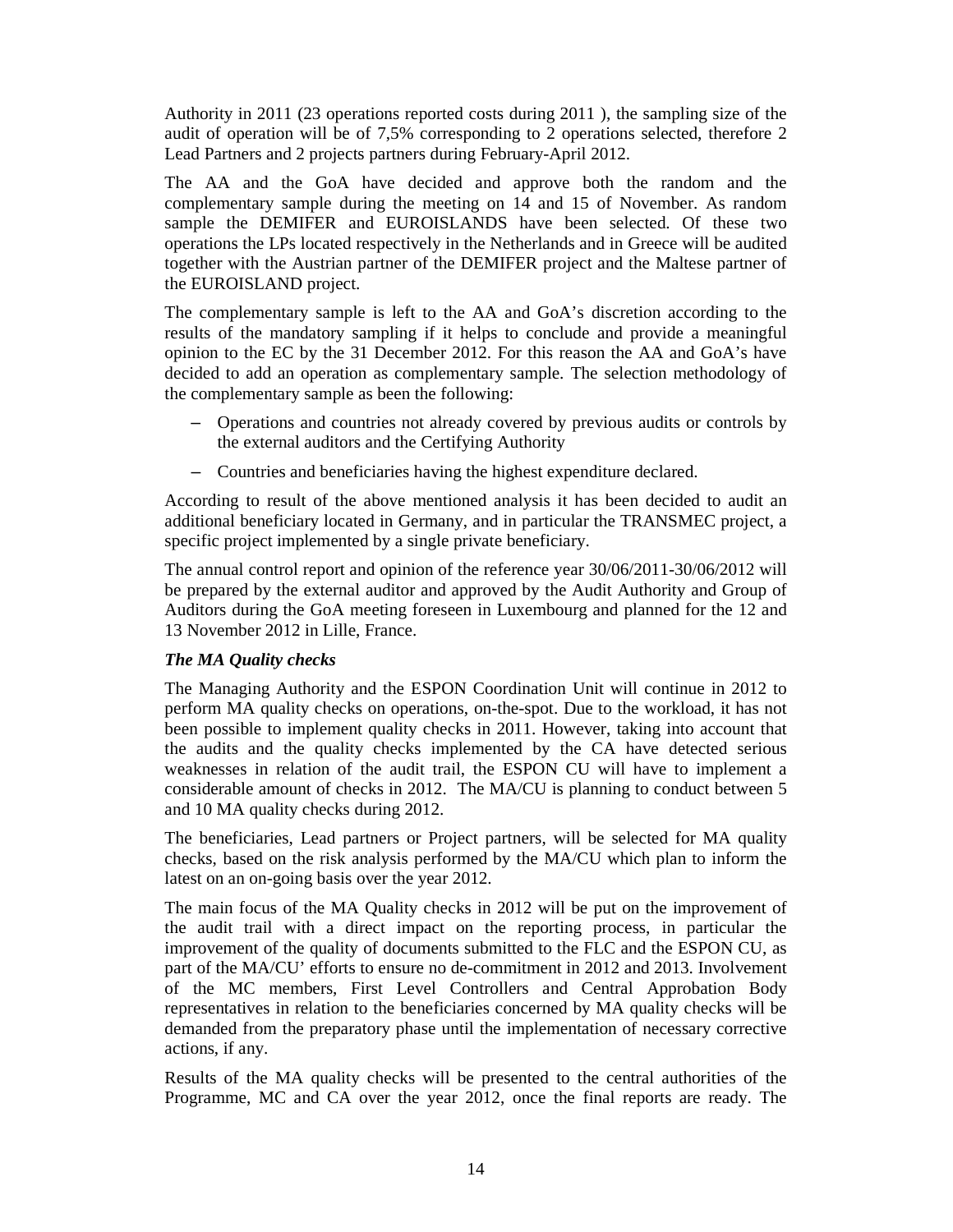Authority in 2011 (23 operations reported costs during 2011 ), the sampling size of the audit of operation will be of 7,5% corresponding to 2 operations selected, therefore 2 Lead Partners and 2 projects partners during February-April 2012.

The AA and the GoA have decided and approve both the random and the complementary sample during the meeting on 14 and 15 of November. As random sample the DEMIFER and EUROISLANDS have been selected. Of these two operations the LPs located respectively in the Netherlands and in Greece will be audited together with the Austrian partner of the DEMIFER project and the Maltese partner of the EUROISLAND project.

The complementary sample is left to the AA and GoA's discretion according to the results of the mandatory sampling if it helps to conclude and provide a meaningful opinion to the EC by the 31 December 2012. For this reason the AA and GoA's have decided to add an operation as complementary sample. The selection methodology of the complementary sample as been the following:

- Operations and countries not already covered by previous audits or controls by the external auditors and the Certifying Authority
- Countries and beneficiaries having the highest expenditure declared.

According to result of the above mentioned analysis it has been decided to audit an additional beneficiary located in Germany, and in particular the TRANSMEC project, a specific project implemented by a single private beneficiary.

The annual control report and opinion of the reference year 30/06/2011-30/06/2012 will be prepared by the external auditor and approved by the Audit Authority and Group of Auditors during the GoA meeting foreseen in Luxembourg and planned for the 12 and 13 November 2012 in Lille, France.

***The MA Quality checks***

The Managing Authority and the ESPON Coordination Unit will continue in 2012 to perform MA quality checks on operations, on-the-spot. Due to the workload, it has not been possible to implement quality checks in 2011. However, taking into account that the audits and the quality checks implemented by the CA have detected serious weaknesses in relation of the audit trail, the ESPON CU will have to implement a considerable amount of checks in 2012. The MA/CU is planning to conduct between 5 and 10 MA quality checks during 2012.

The beneficiaries, Lead partners or Project partners, will be selected for MA quality checks, based on the risk analysis performed by the MA/CU which plan to inform the latest on an on-going basis over the year 2012.

The main focus of the MA Quality checks in 2012 will be put on the improvement of the audit trail with a direct impact on the reporting process, in particular the improvement of the quality of documents submitted to the FLC and the ESPON CU, as part of the MA/CU' efforts to ensure no de-commitment in 2012 and 2013. Involvement of the MC members, First Level Controllers and Central Approbation Body representatives in relation to the beneficiaries concerned by MA quality checks will be demanded from the preparatory phase until the implementation of necessary corrective actions, if any.

Results of the MA quality checks will be presented to the central authorities of the Programme, MC and CA over the year 2012, once the final reports are ready. The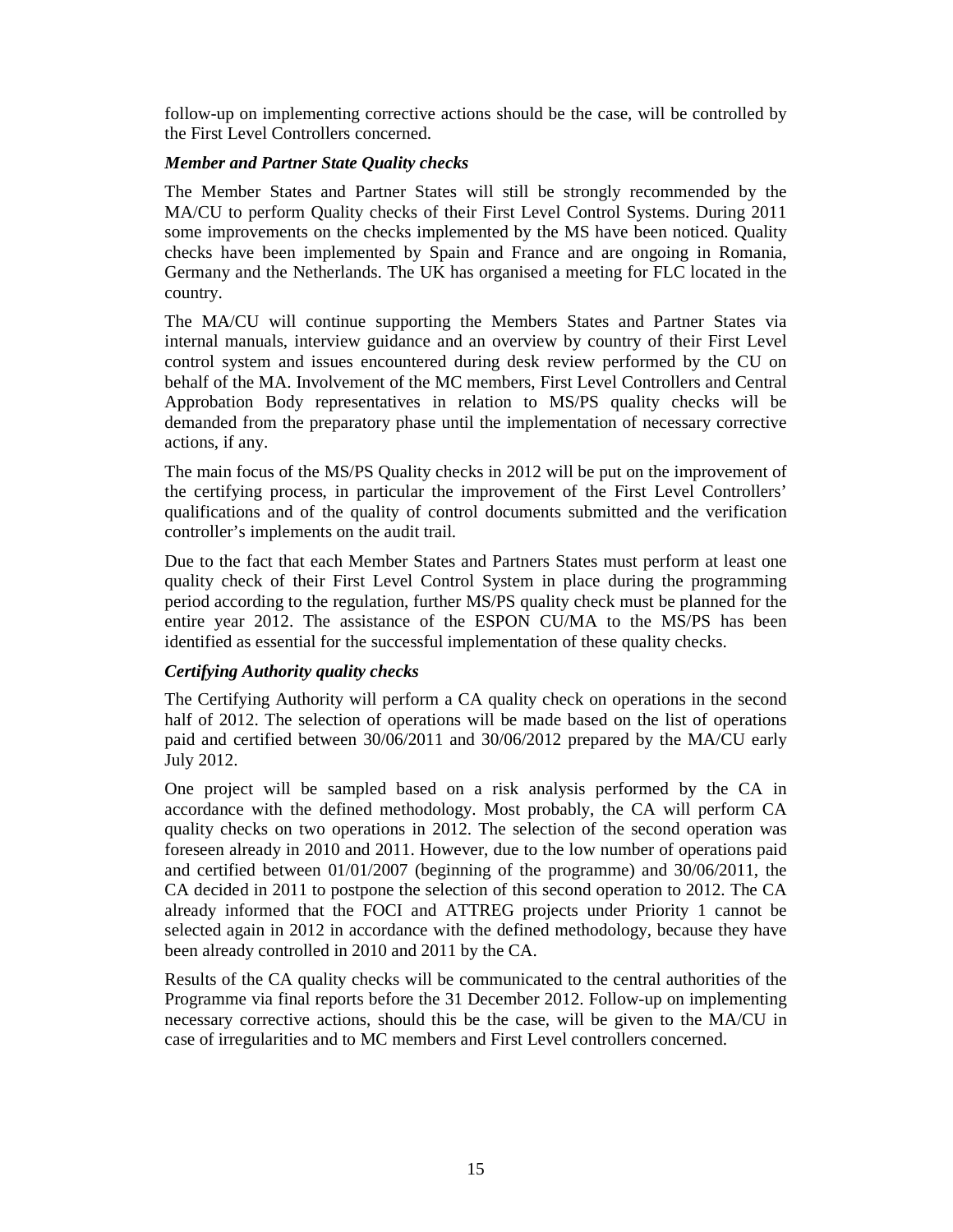follow-up on implementing corrective actions should be the case, will be controlled by the First Level Controllers concerned.

***Member and Partner State Quality checks***

The Member States and Partner States will still be strongly recommended by the MA/CU to perform Quality checks of their First Level Control Systems. During 2011 some improvements on the checks implemented by the MS have been noticed. Quality checks have been implemented by Spain and France and are ongoing in Romania, Germany and the Netherlands. The UK has organised a meeting for FLC located in the country.

The MA/CU will continue supporting the Members States and Partner States via internal manuals, interview guidance and an overview by country of their First Level control system and issues encountered during desk review performed by the CU on behalf of the MA. Involvement of the MC members, First Level Controllers and Central Approbation Body representatives in relation to MS/PS quality checks will be demanded from the preparatory phase until the implementation of necessary corrective actions, if any.

The main focus of the MS/PS Quality checks in 2012 will be put on the improvement of the certifying process, in particular the improvement of the First Level Controllers' qualifications and of the quality of control documents submitted and the verification controller's implements on the audit trail.

Due to the fact that each Member States and Partners States must perform at least one quality check of their First Level Control System in place during the programming period according to the regulation, further MS/PS quality check must be planned for the entire year 2012. The assistance of the ESPON CU/MA to the MS/PS has been identified as essential for the successful implementation of these quality checks.

***Certifying Authority quality checks***

The Certifying Authority will perform a CA quality check on operations in the second half of 2012. The selection of operations will be made based on the list of operations paid and certified between 30/06/2011 and 30/06/2012 prepared by the MA/CU early July 2012.

One project will be sampled based on a risk analysis performed by the CA in accordance with the defined methodology. Most probably, the CA will perform CA quality checks on two operations in 2012. The selection of the second operation was foreseen already in 2010 and 2011. However, due to the low number of operations paid and certified between 01/01/2007 (beginning of the programme) and 30/06/2011, the CA decided in 2011 to postpone the selection of this second operation to 2012. The CA already informed that the FOCI and ATTREG projects under Priority 1 cannot be selected again in 2012 in accordance with the defined methodology, because they have been already controlled in 2010 and 2011 by the CA.

Results of the CA quality checks will be communicated to the central authorities of the Programme via final reports before the 31 December 2012. Follow-up on implementing necessary corrective actions, should this be the case, will be given to the MA/CU in case of irregularities and to MC members and First Level controllers concerned.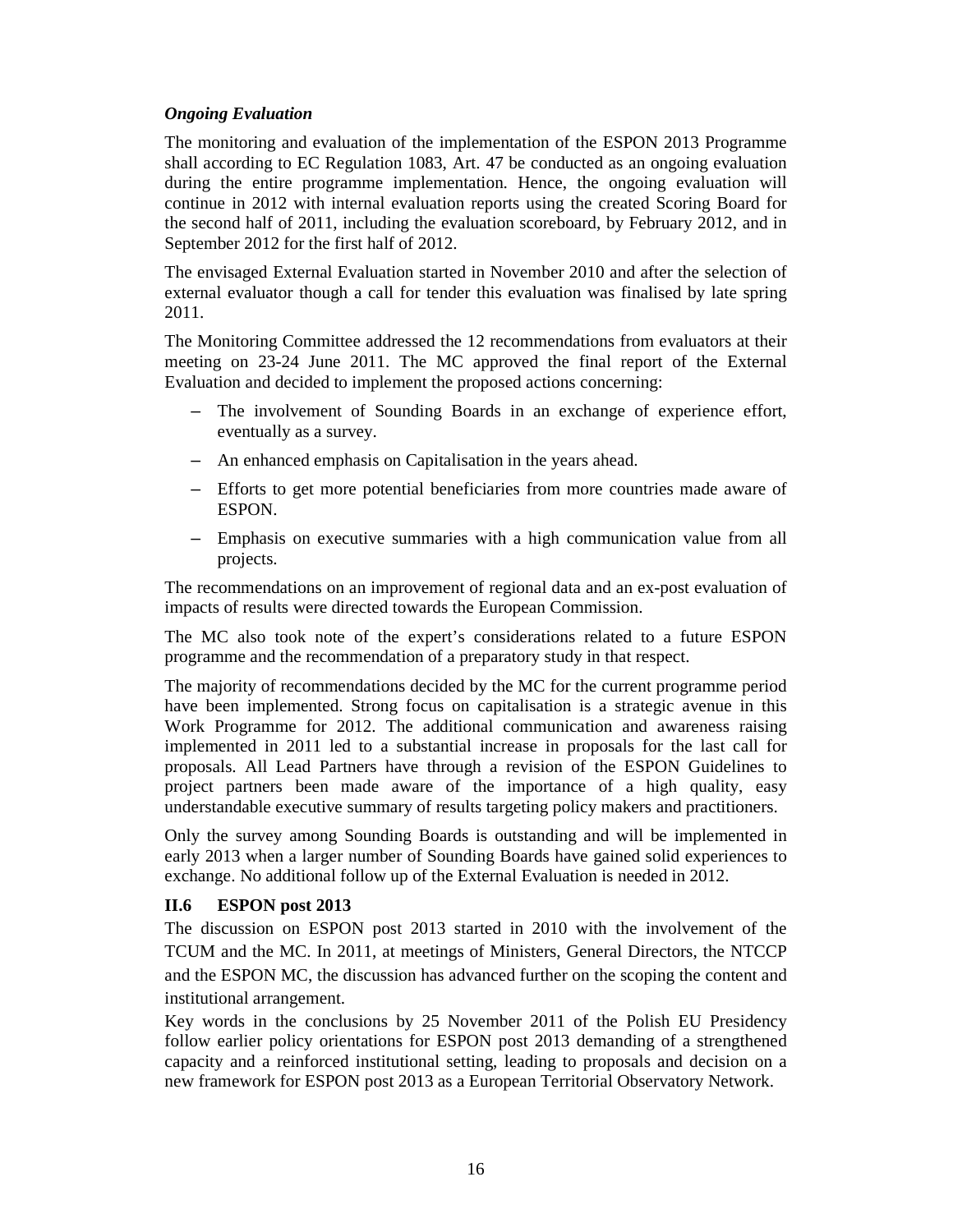*Ongoing Evaluation*

The monitoring and evaluation of the implementation of the ESPON 2013 Programme shall according to EC Regulation 1083, Art. 47 be conducted as an ongoing evaluation during the entire programme implementation. Hence, the ongoing evaluation will continue in 2012 with internal evaluation reports using the created Scoring Board for the second half of 2011, including the evaluation scoreboard, by February 2012, and in September 2012 for the first half of 2012.

The envisaged External Evaluation started in November 2010 and after the selection of external evaluator though a call for tender this evaluation was finalised by late spring 2011.

The Monitoring Committee addressed the 12 recommendations from evaluators at their meeting on 23-24 June 2011. The MC approved the final report of the External Evaluation and decided to implement the proposed actions concerning:

- The involvement of Sounding Boards in an exchange of experience effort, eventually as a survey.
- An enhanced emphasis on Capitalisation in the years ahead.
- Efforts to get more potential beneficiaries from more countries made aware of ESPON.
- Emphasis on executive summaries with a high communication value from all projects.

The recommendations on an improvement of regional data and an ex-post evaluation of impacts of results were directed towards the European Commission.

The MC also took note of the expert's considerations related to a future ESPON programme and the recommendation of a preparatory study in that respect.

The majority of recommendations decided by the MC for the current programme period have been implemented. Strong focus on capitalisation is a strategic avenue in this Work Programme for 2012. The additional communication and awareness raising implemented in 2011 led to a substantial increase in proposals for the last call for proposals. All Lead Partners have through a revision of the ESPON Guidelines to project partners been made aware of the importance of a high quality, easy understandable executive summary of results targeting policy makers and practitioners.

Only the survey among Sounding Boards is outstanding and will be implemented in early 2013 when a larger number of Sounding Boards have gained solid experiences to exchange. No additional follow up of the External Evaluation is needed in 2012.

## II.6 ESPON post 2013

The discussion on ESPON post 2013 started in 2010 with the involvement of the TCUM and the MC. In 2011, at meetings of Ministers, General Directors, the NTCCP and the ESPON MC, the discussion has advanced further on the scoping the content and institutional arrangement.

Key words in the conclusions by 25 November 2011 of the Polish EU Presidency follow earlier policy orientations for ESPON post 2013 demanding of a strengthened capacity and a reinforced institutional setting, leading to proposals and decision on a new framework for ESPON post 2013 as a European Territorial Observatory Network.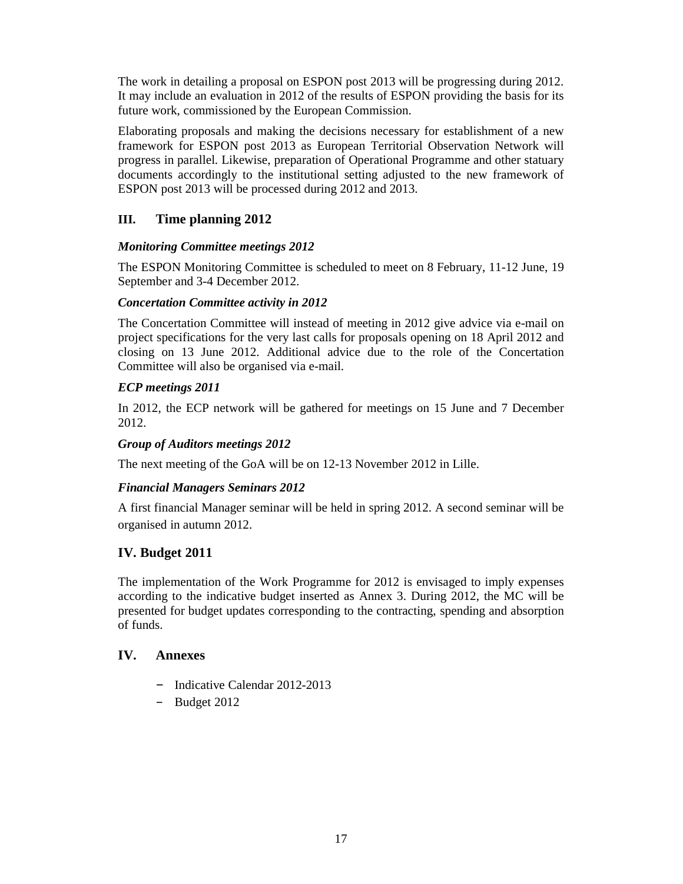The work in detailing a proposal on ESPON post 2013 will be progressing during 2012. It may include an evaluation in 2012 of the results of ESPON providing the basis for its future work, commissioned by the European Commission.

Elaborating proposals and making the decisions necessary for establishment of a new framework for ESPON post 2013 as European Territorial Observation Network will progress in parallel. Likewise, preparation of Operational Programme and other statuary documents accordingly to the institutional setting adjusted to the new framework of ESPON post 2013 will be processed during 2012 and 2013.

## III. Time planning 2012

### *Monitoring Committee meetings 2012*

The ESPON Monitoring Committee is scheduled to meet on 8 February, 11-12 June, 19 September and 3-4 December 2012.

### *Concertation Committee activity in 2012*

The Concertation Committee will instead of meeting in 2012 give advice via e-mail on project specifications for the very last calls for proposals opening on 18 April 2012 and closing on 13 June 2012. Additional advice due to the role of the Concertation Committee will also be organised via e-mail.

### *ECP meetings 2011*

In 2012, the ECP network will be gathered for meetings on 15 June and 7 December 2012.

### *Group of Auditors meetings 2012*

The next meeting of the GoA will be on 12-13 November 2012 in Lille.

### *Financial Managers Seminars 2012*

A first financial Manager seminar will be held in spring 2012. A second seminar will be organised in autumn 2012.

## IV. Budget 2011

The implementation of the Work Programme for 2012 is envisaged to imply expenses according to the indicative budget inserted as Annex 3. During 2012, the MC will be presented for budget updates corresponding to the contracting, spending and absorption of funds.

## IV. Annexes

- Indicative Calendar 2012-2013
- Budget 2012